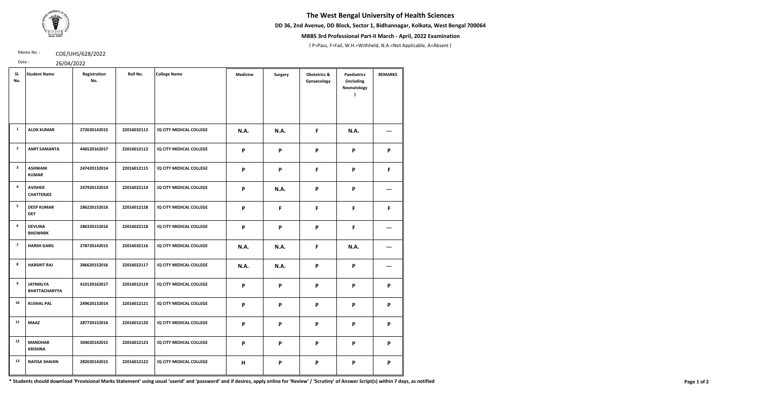# The West Bengal University of Health Sciences

**DD 36, 2nd Avenue, DD Block, Sector 1, Bidhannagar, Kolkata, West Bengal 700064**

**MBBS 3rd Professional Part-II March - April, 2022 Examination**

[ P=Pass, F=Fail, W.H.=Withheld, N.A.=Not Applicable, A=Absent ]

Memo No. : COE/UHS/628/2022

Date : 26/04/2022

| Sl. No. | Student Name | Registration No. | Roll No. | College Name | Medicine | Surgery | Obstetrics & Gynaecology | Paediatrics (including Neonatology ) | REMARKS |
|---|---|---|---|---|---|---|---|---|---|
| 1 | ALOK KUMAR | 272020142015 | 22016032113 | IQ CITY MEDICAL COLLEGE | N.A. | N.A. | F | N.A. | --- |
| 2 | AMIT SAMANTA | 446520162017 | 22016012112 | IQ CITY MEDICAL COLLEGE | P | P | P | P | P |
| 3 | ASHWANI KUMAR | 247420132014 | 22016012115 | IQ CITY MEDICAL COLLEGE | P | P | F | P | F |
| 4 | AVISHEK CHATTERJEE | 247920132014 | 22016022114 | IQ CITY MEDICAL COLLEGE | P | N.A. | P | P | --- |
| 5 | DEEP KUMAR DEY | 286220152016 | 22016012128 | IQ CITY MEDICAL COLLEGE | P | F | F | F | F |
| 6 | DEVLINA BHOWMIK | 286320152016 | 22016022118 | IQ CITY MEDICAL COLLEGE | P | P | P | F | --- |
| 7 | HARSH GARG | 278720142015 | 22016032116 | IQ CITY MEDICAL COLLEGE | N.A. | N.A. | F | N.A. | --- |
| 8 | HARSHIT RAJ | 286620152016 | 22016022117 | IQ CITY MEDICAL COLLEGE | N.A. | N.A. | P | P | --- |
| 9 | JAYMALYA BHATTACHARYYA | 410120162017 | 22016012119 | IQ CITY MEDICAL COLLEGE | P | P | P | P | P |
| 10 | KUSHAL PAL | 249620132014 | 22016012121 | IQ CITY MEDICAL COLLEGE | P | P | P | P | P |
| 11 | MAAZ | 287720152016 | 22016012120 | IQ CITY MEDICAL COLLEGE | P | P | P | P | P |
| 12 | MANOHAR KRISHNA | 304020142015 | 22016012123 | IQ CITY MEDICAL COLLEGE | P | P | P | P | P |
| 13 | NAFISA SHAHIN | 282020142015 | 22016012122 | IQ CITY MEDICAL COLLEGE | H | P | P | P | P |

\* Students should download 'Provisional Marks Statement' using usual 'userid' and 'password' and if desires, apply online for 'Review' / 'Scrutiny' of Answer Script(s) within 7 days, as notified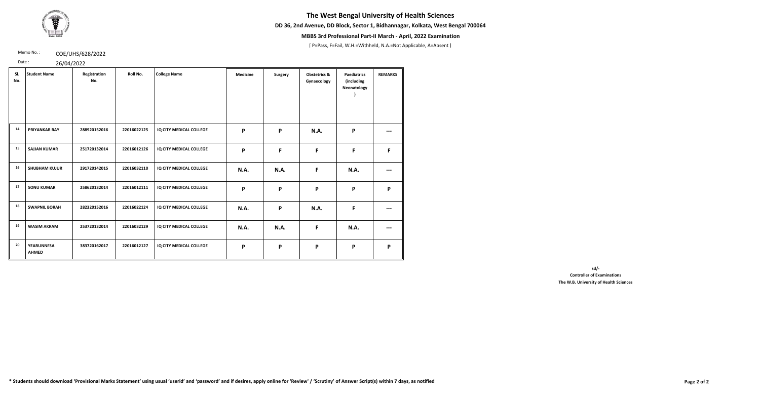# The West Bengal University of Health Sciences

**DD 36, 2nd Avenue, DD Block, Sector 1, Bidhannagar, Kolkata, West Bengal 700064**

**MBBS 3rd Professional Part-II March - April, 2022 Examination**

[ P=Pass, F=Fail, W.H.=Withheld, N.A.=Not Applicable, A=Absent ]

Memo No. : COE/UHS/628/2022

Date : 26/04/2022

| Sl. No. | Student Name | Registration No. | Roll No. | College Name | Medicine | Surgery | Obstetrics & Gynaecology | Paediatrics (including Neonatology ) | REMARKS |
|---|---|---|---|---|---|---|---|---|---|
| 14 | PRIYANKAR RAY | 288920152016 | 22016022125 | IQ CITY MEDICAL COLLEGE | P | P | N.A. | P | --- |
| 15 | SAJJAN KUMAR | 251720132014 | 22016012126 | IQ CITY MEDICAL COLLEGE | P | F | F | F | F |
| 16 | SHUBHAM KUJUR | 291720142015 | 22016032110 | IQ CITY MEDICAL COLLEGE | N.A. | N.A. | F | N.A. | --- |
| 17 | SONU KUMAR | 258620132014 | 22016012111 | IQ CITY MEDICAL COLLEGE | P | P | P | P | P |
| 18 | SWAPNIL BORAH | 282320152016 | 22016022124 | IQ CITY MEDICAL COLLEGE | N.A. | P | N.A. | F | --- |
| 19 | WASIM AKRAM | 253720132014 | 22016032129 | IQ CITY MEDICAL COLLEGE | N.A. | N.A. | F | N.A. | --- |
| 20 | YEARUNNESA AHMED | 383720162017 | 22016012127 | IQ CITY MEDICAL COLLEGE | P | P | P | P | P |

sd/-

**Controller of Examinations**

**The W.B. University of Health Sciences**

**\* Students should download 'Provisional Marks Statement' using usual 'userid' and 'password' and if desires, apply online for 'Review' / 'Scrutiny' of Answer Script(s) within 7 days, as notified**